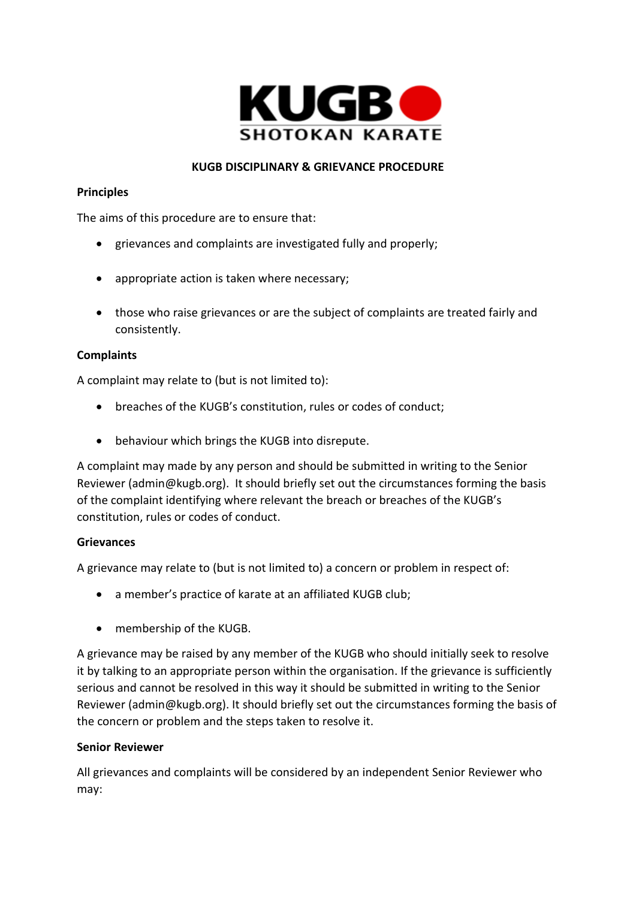KUGB SHOTOKAN KARATE

# KUGB DISCIPLINARY & GRIEVANCE PROCEDURE

**Principles**

The aims of this procedure are to ensure that:

- grievances and complaints are investigated fully and properly;
- appropriate action is taken where necessary;
- those who raise grievances or are the subject of complaints are treated fairly and consistently.

**Complaints**

A complaint may relate to (but is not limited to):

- breaches of the KUGB's constitution, rules or codes of conduct;
- behaviour which brings the KUGB into disrepute.

A complaint may made by any person and should be submitted in writing to the Senior Reviewer (admin@kugb.org). It should briefly set out the circumstances forming the basis of the complaint identifying where relevant the breach or breaches of the KUGB's constitution, rules or codes of conduct.

**Grievances**

A grievance may relate to (but is not limited to) a concern or problem in respect of:

- a member's practice of karate at an affiliated KUGB club;
- membership of the KUGB.

A grievance may be raised by any member of the KUGB who should initially seek to resolve it by talking to an appropriate person within the organisation. If the grievance is sufficiently serious and cannot be resolved in this way it should be submitted in writing to the Senior Reviewer (admin@kugb.org). It should briefly set out the circumstances forming the basis of the concern or problem and the steps taken to resolve it.

**Senior Reviewer**

All grievances and complaints will be considered by an independent Senior Reviewer who may: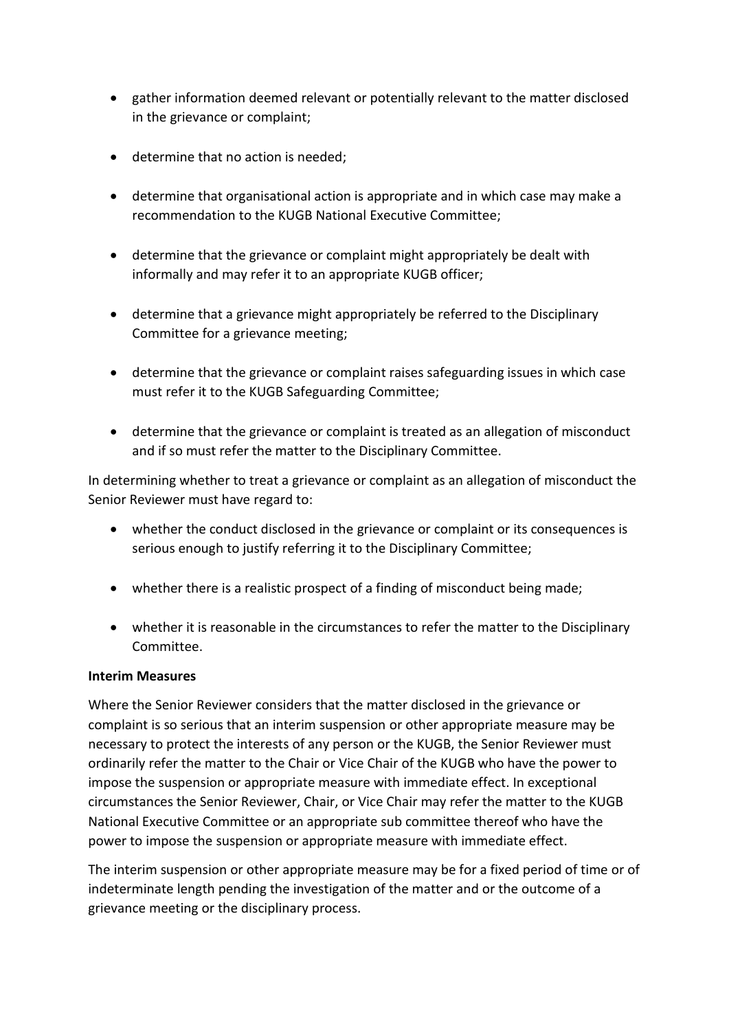- gather information deemed relevant or potentially relevant to the matter disclosed in the grievance or complaint;

- determine that no action is needed;

- determine that organisational action is appropriate and in which case may make a recommendation to the KUGB National Executive Committee;

- determine that the grievance or complaint might appropriately be dealt with informally and may refer it to an appropriate KUGB officer;

- determine that a grievance might appropriately be referred to the Disciplinary Committee for a grievance meeting;

- determine that the grievance or complaint raises safeguarding issues in which case must refer it to the KUGB Safeguarding Committee;

- determine that the grievance or complaint is treated as an allegation of misconduct and if so must refer the matter to the Disciplinary Committee.

In determining whether to treat a grievance or complaint as an allegation of misconduct the Senior Reviewer must have regard to:

- whether the conduct disclosed in the grievance or complaint or its consequences is serious enough to justify referring it to the Disciplinary Committee;

- whether there is a realistic prospect of a finding of misconduct being made;

- whether it is reasonable in the circumstances to refer the matter to the Disciplinary Committee.

**Interim Measures**

Where the Senior Reviewer considers that the matter disclosed in the grievance or complaint is so serious that an interim suspension or other appropriate measure may be necessary to protect the interests of any person or the KUGB, the Senior Reviewer must ordinarily refer the matter to the Chair or Vice Chair of the KUGB who have the power to impose the suspension or appropriate measure with immediate effect. In exceptional circumstances the Senior Reviewer, Chair, or Vice Chair may refer the matter to the KUGB National Executive Committee or an appropriate sub committee thereof who have the power to impose the suspension or appropriate measure with immediate effect.

The interim suspension or other appropriate measure may be for a fixed period of time or of indeterminate length pending the investigation of the matter and or the outcome of a grievance meeting or the disciplinary process.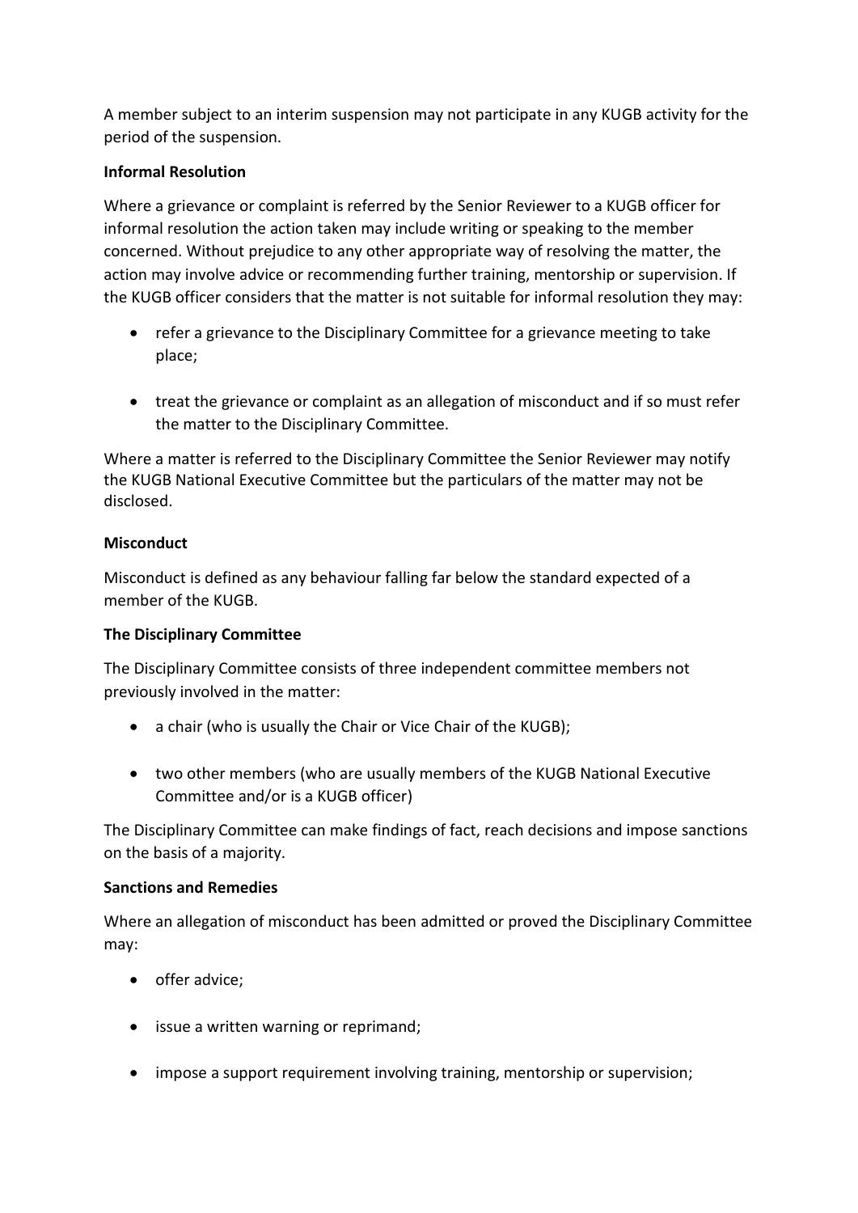A member subject to an interim suspension may not participate in any KUGB activity for the period of the suspension.

**Informal Resolution**

Where a grievance or complaint is referred by the Senior Reviewer to a KUGB officer for informal resolution the action taken may include writing or speaking to the member concerned. Without prejudice to any other appropriate way of resolving the matter, the action may involve advice or recommending further training, mentorship or supervision. If the KUGB officer considers that the matter is not suitable for informal resolution they may:

- refer a grievance to the Disciplinary Committee for a grievance meeting to take place;
- treat the grievance or complaint as an allegation of misconduct and if so must refer the matter to the Disciplinary Committee.

Where a matter is referred to the Disciplinary Committee the Senior Reviewer may notify the KUGB National Executive Committee but the particulars of the matter may not be disclosed.

**Misconduct**

Misconduct is defined as any behaviour falling far below the standard expected of a member of the KUGB.

**The Disciplinary Committee**

The Disciplinary Committee consists of three independent committee members not previously involved in the matter:

- a chair (who is usually the Chair or Vice Chair of the KUGB);
- two other members (who are usually members of the KUGB National Executive Committee and/or is a KUGB officer)

The Disciplinary Committee can make findings of fact, reach decisions and impose sanctions on the basis of a majority.

**Sanctions and Remedies**

Where an allegation of misconduct has been admitted or proved the Disciplinary Committee may:

- offer advice;
- issue a written warning or reprimand;
- impose a support requirement involving training, mentorship or supervision;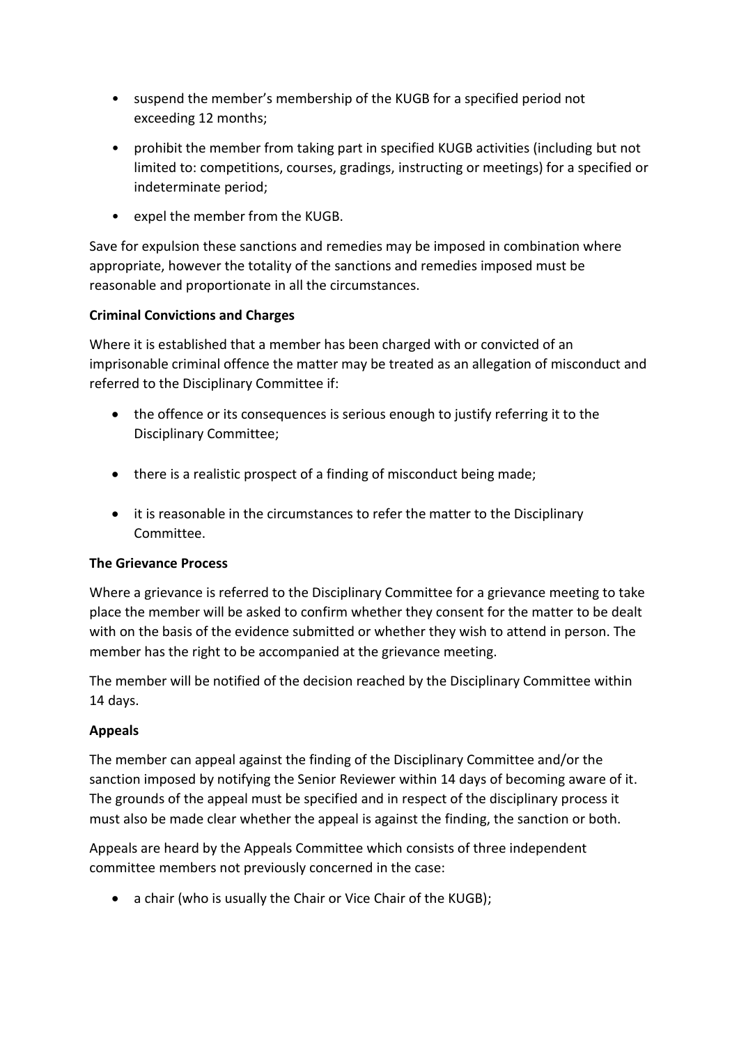- suspend the member's membership of the KUGB for a specified period not exceeding 12 months;
- prohibit the member from taking part in specified KUGB activities (including but not limited to: competitions, courses, gradings, instructing or meetings) for a specified or indeterminate period;
- expel the member from the KUGB.

Save for expulsion these sanctions and remedies may be imposed in combination where appropriate, however the totality of the sanctions and remedies imposed must be reasonable and proportionate in all the circumstances.

**Criminal Convictions and Charges**

Where it is established that a member has been charged with or convicted of an imprisonable criminal offence the matter may be treated as an allegation of misconduct and referred to the Disciplinary Committee if:

- the offence or its consequences is serious enough to justify referring it to the Disciplinary Committee;
- there is a realistic prospect of a finding of misconduct being made;
- it is reasonable in the circumstances to refer the matter to the Disciplinary Committee.

**The Grievance Process**

Where a grievance is referred to the Disciplinary Committee for a grievance meeting to take place the member will be asked to confirm whether they consent for the matter to be dealt with on the basis of the evidence submitted or whether they wish to attend in person. The member has the right to be accompanied at the grievance meeting.

The member will be notified of the decision reached by the Disciplinary Committee within 14 days.

**Appeals**

The member can appeal against the finding of the Disciplinary Committee and/or the sanction imposed by notifying the Senior Reviewer within 14 days of becoming aware of it. The grounds of the appeal must be specified and in respect of the disciplinary process it must also be made clear whether the appeal is against the finding, the sanction or both.

Appeals are heard by the Appeals Committee which consists of three independent committee members not previously concerned in the case:

- a chair (who is usually the Chair or Vice Chair of the KUGB);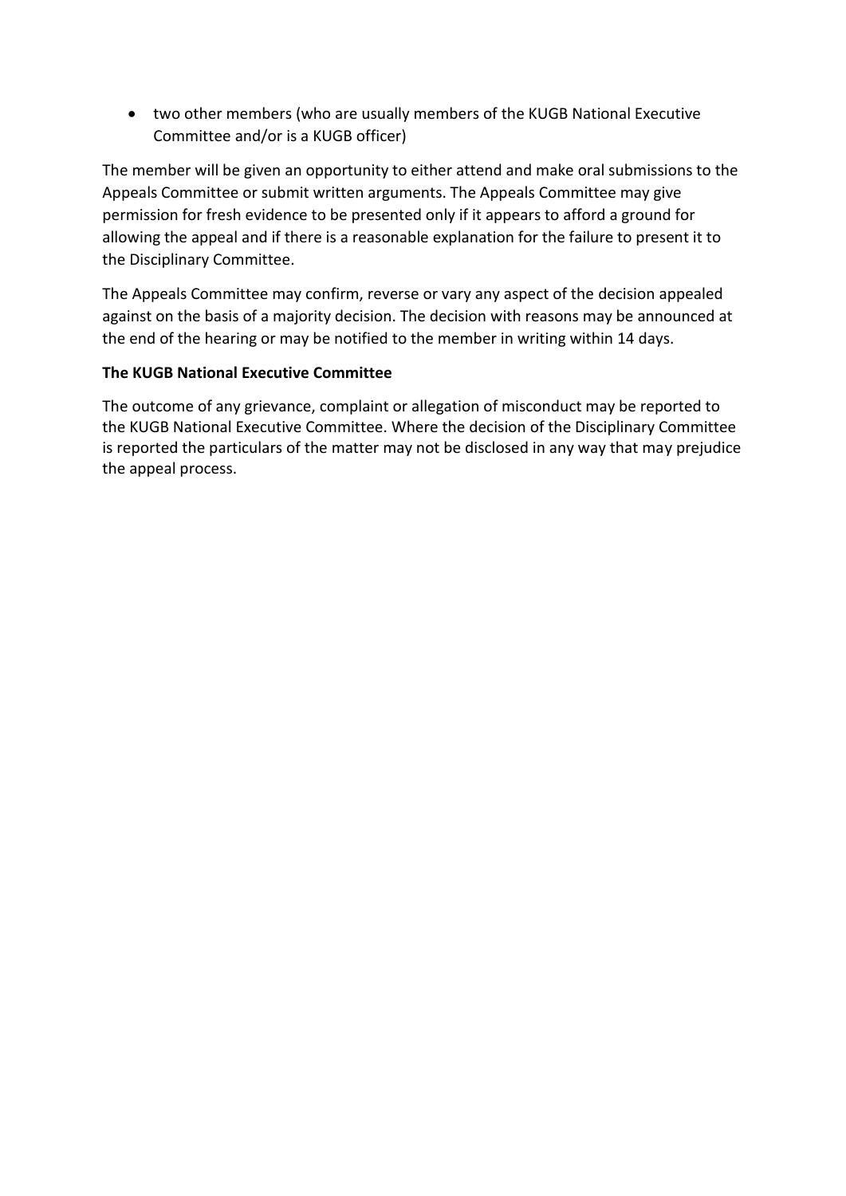- two other members (who are usually members of the KUGB National Executive Committee and/or is a KUGB officer)

The member will be given an opportunity to either attend and make oral submissions to the Appeals Committee or submit written arguments. The Appeals Committee may give permission for fresh evidence to be presented only if it appears to afford a ground for allowing the appeal and if there is a reasonable explanation for the failure to present it to the Disciplinary Committee.

The Appeals Committee may confirm, reverse or vary any aspect of the decision appealed against on the basis of a majority decision. The decision with reasons may be announced at the end of the hearing or may be notified to the member in writing within 14 days.

**The KUGB National Executive Committee**

The outcome of any grievance, complaint or allegation of misconduct may be reported to the KUGB National Executive Committee. Where the decision of the Disciplinary Committee is reported the particulars of the matter may not be disclosed in any way that may prejudice the appeal process.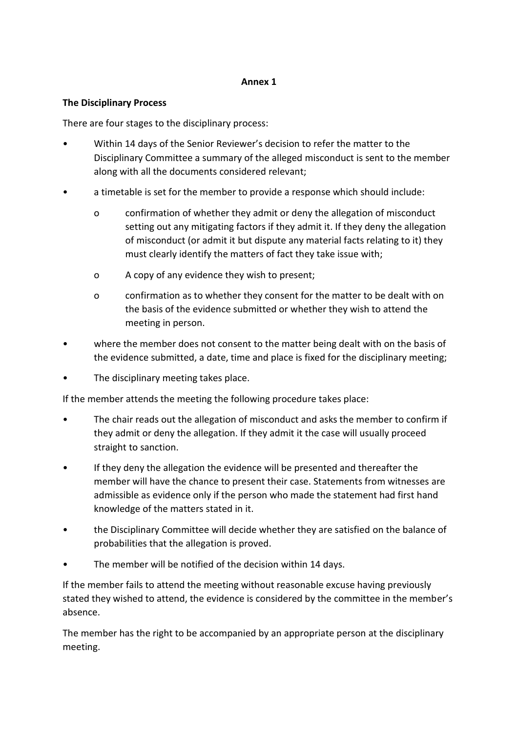**Annex 1**

**The Disciplinary Process**

There are four stages to the disciplinary process:

- Within 14 days of the Senior Reviewer's decision to refer the matter to the Disciplinary Committee a summary of the alleged misconduct is sent to the member along with all the documents considered relevant;
- a timetable is set for the member to provide a response which should include:
  - confirmation of whether they admit or deny the allegation of misconduct setting out any mitigating factors if they admit it. If they deny the allegation of misconduct (or admit it but dispute any material facts relating to it) they must clearly identify the matters of fact they take issue with;
  - A copy of any evidence they wish to present;
  - confirmation as to whether they consent for the matter to be dealt with on the basis of the evidence submitted or whether they wish to attend the meeting in person.
- where the member does not consent to the matter being dealt with on the basis of the evidence submitted, a date, time and place is fixed for the disciplinary meeting;
- The disciplinary meeting takes place.

If the member attends the meeting the following procedure takes place:

- The chair reads out the allegation of misconduct and asks the member to confirm if they admit or deny the allegation. If they admit it the case will usually proceed straight to sanction.
- If they deny the allegation the evidence will be presented and thereafter the member will have the chance to present their case. Statements from witnesses are admissible as evidence only if the person who made the statement had first hand knowledge of the matters stated in it.
- the Disciplinary Committee will decide whether they are satisfied on the balance of probabilities that the allegation is proved.
- The member will be notified of the decision within 14 days.

If the member fails to attend the meeting without reasonable excuse having previously stated they wished to attend, the evidence is considered by the committee in the member's absence.

The member has the right to be accompanied by an appropriate person at the disciplinary meeting.